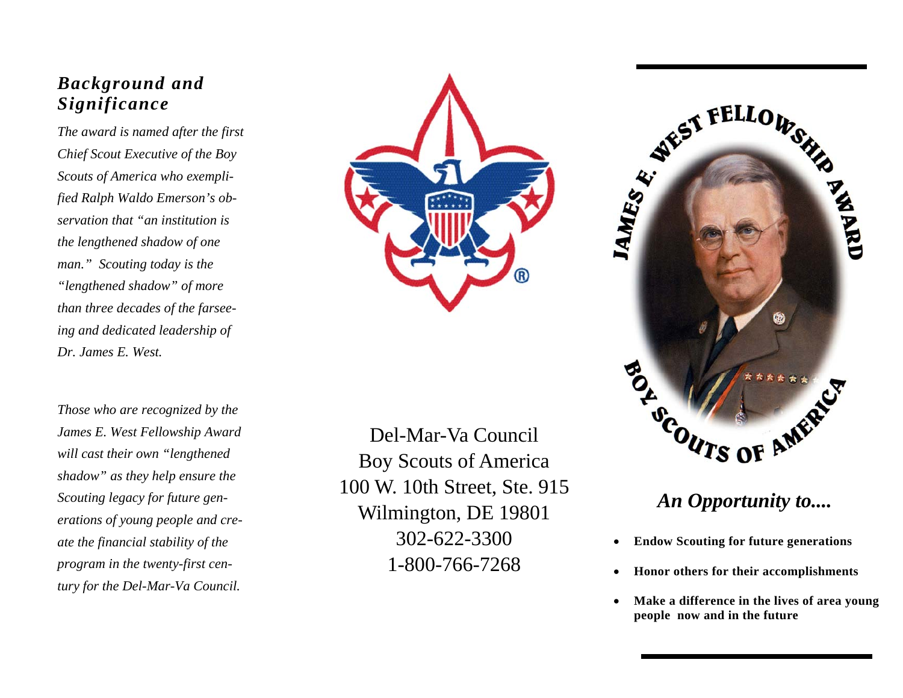## *Background and Significance*

*The award is named after the first Chief Scout Executive of the Boy Scouts of America who exemplified Ralph Waldo Emerson's observation that "an institution is the lengthened shadow of one man." Scouting today is the "lengthened shadow" of more than three decades of the farseeing and dedicated leadership of Dr. James E. West.*

*Those who are recognized by the James E. West Fellowship Award will cast their own "lengthened shadow" as they help ensure the Scouting legacy for future generations of young people and create the financial stability of the program in the twenty-first century for the Del-Mar-Va Council.*

Del-Mar-Va Council
Boy Scouts of America
100 W. 10th Street, Ste. 915
Wilmington, DE 19801
302-622-3300
1-800-766-7268

JAMES E. WEST FELLOWSHIP AWARD

BOY SCOUTS OF AMERICA

## *An Opportunity to....*

- **Endow Scouting for future generations**
- **Honor others for their accomplishments**
- **Make a difference in the lives of area young people now and in the future**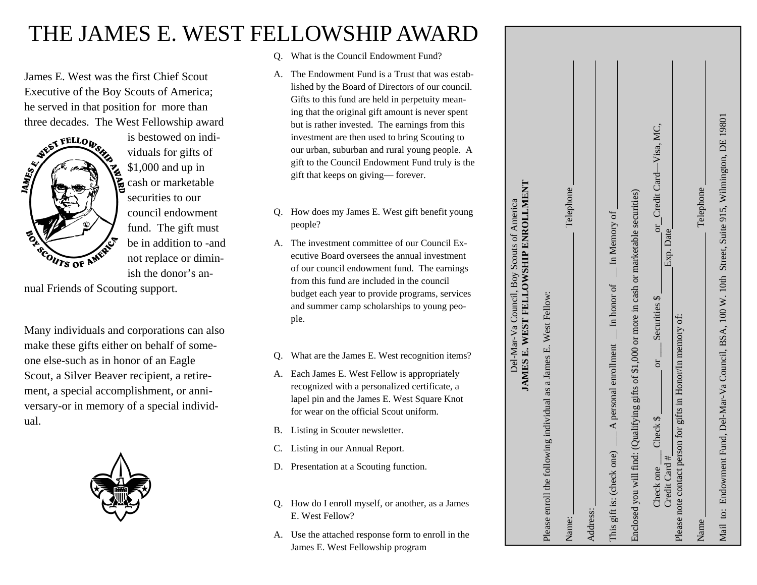# THE JAMES E. WEST FELLOWSHIP AWARD

James E. West was the first Chief Scout Executive of the Boy Scouts of America; he served in that position for more than three decades. The West Fellowship award is bestowed on individuals for gifts of $1,000 and up in cash or marketable securities to our council endowment fund. The gift must be in addition to -and not replace or diminish the donor's annual Friends of Scouting support.

Many individuals and corporations can also make these gifts either on behalf of someone else-such as in honor of an Eagle Scout, a Silver Beaver recipient, a retirement, a special accomplishment, or anniversary-or in memory of a special individual.

Q. What is the Council Endowment Fund?

A. The Endowment Fund is a Trust that was established by the Board of Directors of our council. Gifts to this fund are held in perpetuity meaning that the original gift amount is never spent but is rather invested. The earnings from this investment are then used to bring Scouting to our urban, suburban and rural young people. A gift to the Council Endowment Fund truly is the gift that keeps on giving— forever.

Q. How does my James E. West gift benefit young people?

A. The investment committee of our Council Executive Board oversees the annual investment of our council endowment fund. The earnings from this fund are included in the council budget each year to provide programs, services and summer camp scholarships to young people.

Q. What are the James E. West recognition items?

A. Each James E. West Fellow is appropriately recognized with a personalized certificate, a lapel pin and the James E. West Square Knot for wear on the official Scout uniform.

B. Listing in Scouter newsletter.

C. Listing in our Annual Report.

D. Presentation at a Scouting function.

Q. How do I enroll myself, or another, as a James E. West Fellow?

A. Use the attached response form to enroll in the James E. West Fellowship program

---

Del-Mar-Va Council, Boy Scouts of America
**JAMES E. WEST FELLOWSHIP ENROLLMENT**

Please enroll the following individual as a James E. West Fellow:

Name: ________________________ Telephone ____________

Address: ________________________________________

This gift is: (check one) ___ A personal enrollment __ In honor of __ In Memory of ____________

Enclosed you will find: (Qualifying gifts of $1,000 or more in cash or marketable securities)

Check one ___ Check $ ______ or ___ Securities $ ______ or _ Credit Card—Visa, MC,
Credit Card # ________________________ Exp. Date ______

Please note contact person for gifts in Honor/In memory of:

Name ________________________ Telephone ____________

Mail to: Endowment Fund, Del-Mar-Va Council, BSA, 100 W. 10th Street, Suite 915, Wilmington, DE 19801